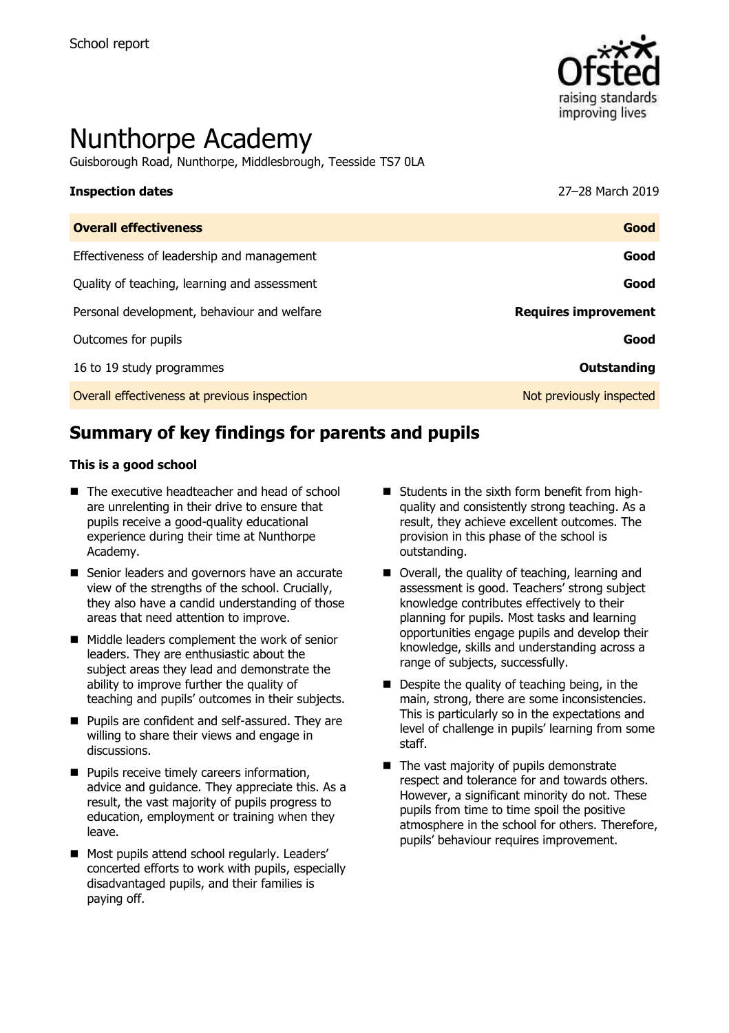School report

# Nunthorpe Academy

Guisborough Road, Nunthorpe, Middlesbrough, Teesside TS7 0LA

| **Inspection dates** | 27–28 March 2019 |
|---|---|
| **Overall effectiveness** | **Good** |
| Effectiveness of leadership and management | **Good** |
| Quality of teaching, learning and assessment | **Good** |
| Personal development, behaviour and welfare | **Requires improvement** |
| Outcomes for pupils | **Good** |
| 16 to 19 study programmes | **Outstanding** |
| Overall effectiveness at previous inspection | Not previously inspected |

## Summary of key findings for parents and pupils

**This is a good school**

- The executive headteacher and head of school are unrelenting in their drive to ensure that pupils receive a good-quality educational experience during their time at Nunthorpe Academy.
- Senior leaders and governors have an accurate view of the strengths of the school. Crucially, they also have a candid understanding of those areas that need attention to improve.
- Middle leaders complement the work of senior leaders. They are enthusiastic about the subject areas they lead and demonstrate the ability to improve further the quality of teaching and pupils' outcomes in their subjects.
- Pupils are confident and self-assured. They are willing to share their views and engage in discussions.
- Pupils receive timely careers information, advice and guidance. They appreciate this. As a result, the vast majority of pupils progress to education, employment or training when they leave.
- Most pupils attend school regularly. Leaders' concerted efforts to work with pupils, especially disadvantaged pupils, and their families is paying off.
- Students in the sixth form benefit from high-quality and consistently strong teaching. As a result, they achieve excellent outcomes. The provision in this phase of the school is outstanding.
- Overall, the quality of teaching, learning and assessment is good. Teachers' strong subject knowledge contributes effectively to their planning for pupils. Most tasks and learning opportunities engage pupils and develop their knowledge, skills and understanding across a range of subjects, successfully.
- Despite the quality of teaching being, in the main, strong, there are some inconsistencies. This is particularly so in the expectations and level of challenge in pupils' learning from some staff.
- The vast majority of pupils demonstrate respect and tolerance for and towards others. However, a significant minority do not. These pupils from time to time spoil the positive atmosphere in the school for others. Therefore, pupils' behaviour requires improvement.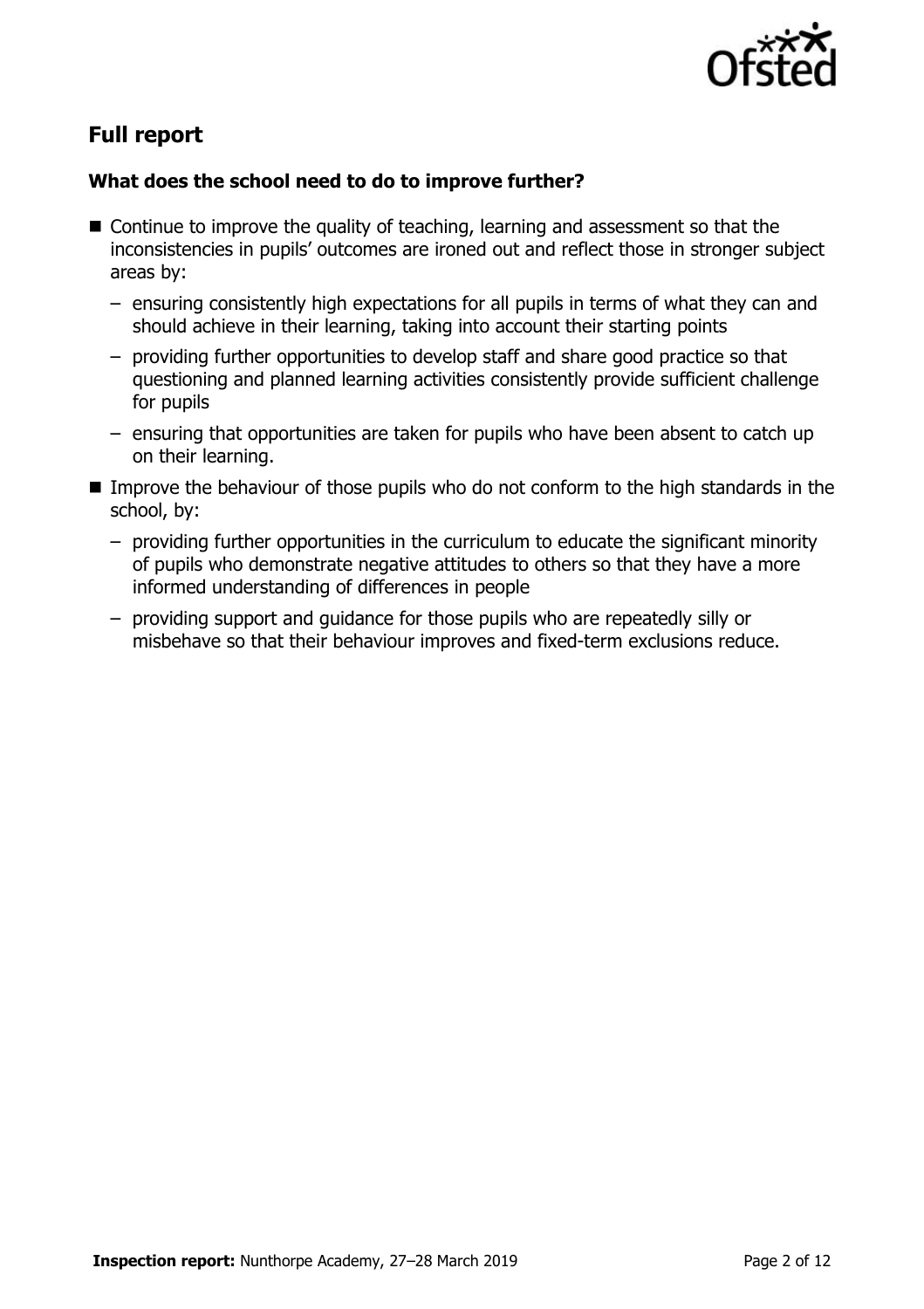## Full report

### What does the school need to do to improve further?

- Continue to improve the quality of teaching, learning and assessment so that the inconsistencies in pupils' outcomes are ironed out and reflect those in stronger subject areas by:
  - ensuring consistently high expectations for all pupils in terms of what they can and should achieve in their learning, taking into account their starting points
  - providing further opportunities to develop staff and share good practice so that questioning and planned learning activities consistently provide sufficient challenge for pupils
  - ensuring that opportunities are taken for pupils who have been absent to catch up on their learning.
- Improve the behaviour of those pupils who do not conform to the high standards in the school, by:
  - providing further opportunities in the curriculum to educate the significant minority of pupils who demonstrate negative attitudes to others so that they have a more informed understanding of differences in people
  - providing support and guidance for those pupils who are repeatedly silly or misbehave so that their behaviour improves and fixed-term exclusions reduce.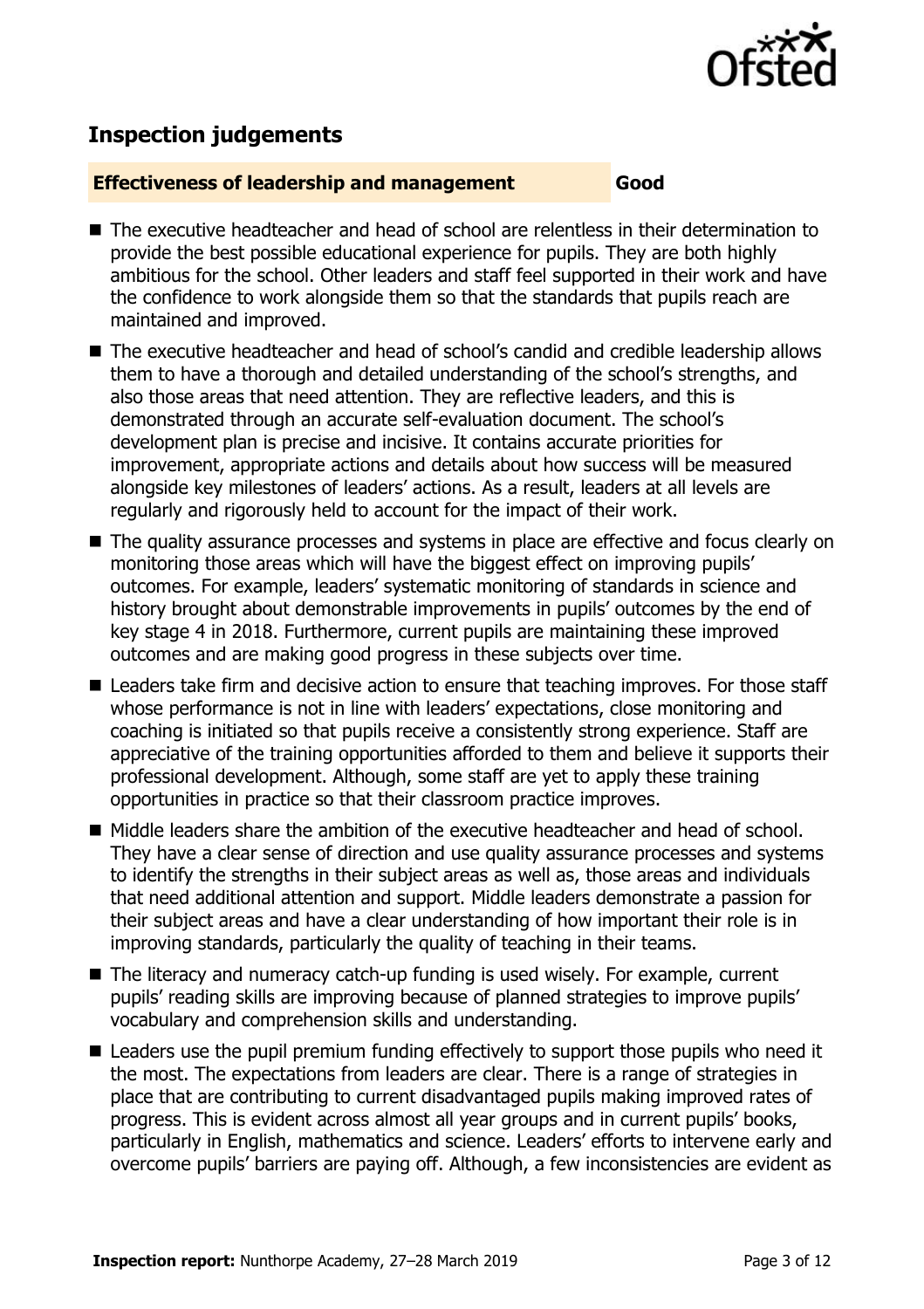## Inspection judgements

**Effectiveness of leadership and management** **Good**

- The executive headteacher and head of school are relentless in their determination to provide the best possible educational experience for pupils. They are both highly ambitious for the school. Other leaders and staff feel supported in their work and have the confidence to work alongside them so that the standards that pupils reach are maintained and improved.
- The executive headteacher and head of school's candid and credible leadership allows them to have a thorough and detailed understanding of the school's strengths, and also those areas that need attention. They are reflective leaders, and this is demonstrated through an accurate self-evaluation document. The school's development plan is precise and incisive. It contains accurate priorities for improvement, appropriate actions and details about how success will be measured alongside key milestones of leaders' actions. As a result, leaders at all levels are regularly and rigorously held to account for the impact of their work.
- The quality assurance processes and systems in place are effective and focus clearly on monitoring those areas which will have the biggest effect on improving pupils' outcomes. For example, leaders' systematic monitoring of standards in science and history brought about demonstrable improvements in pupils' outcomes by the end of key stage 4 in 2018. Furthermore, current pupils are maintaining these improved outcomes and are making good progress in these subjects over time.
- Leaders take firm and decisive action to ensure that teaching improves. For those staff whose performance is not in line with leaders' expectations, close monitoring and coaching is initiated so that pupils receive a consistently strong experience. Staff are appreciative of the training opportunities afforded to them and believe it supports their professional development. Although, some staff are yet to apply these training opportunities in practice so that their classroom practice improves.
- Middle leaders share the ambition of the executive headteacher and head of school. They have a clear sense of direction and use quality assurance processes and systems to identify the strengths in their subject areas as well as, those areas and individuals that need additional attention and support. Middle leaders demonstrate a passion for their subject areas and have a clear understanding of how important their role is in improving standards, particularly the quality of teaching in their teams.
- The literacy and numeracy catch-up funding is used wisely. For example, current pupils' reading skills are improving because of planned strategies to improve pupils' vocabulary and comprehension skills and understanding.
- Leaders use the pupil premium funding effectively to support those pupils who need it the most. The expectations from leaders are clear. There is a range of strategies in place that are contributing to current disadvantaged pupils making improved rates of progress. This is evident across almost all year groups and in current pupils' books, particularly in English, mathematics and science. Leaders' efforts to intervene early and overcome pupils' barriers are paying off. Although, a few inconsistencies are evident as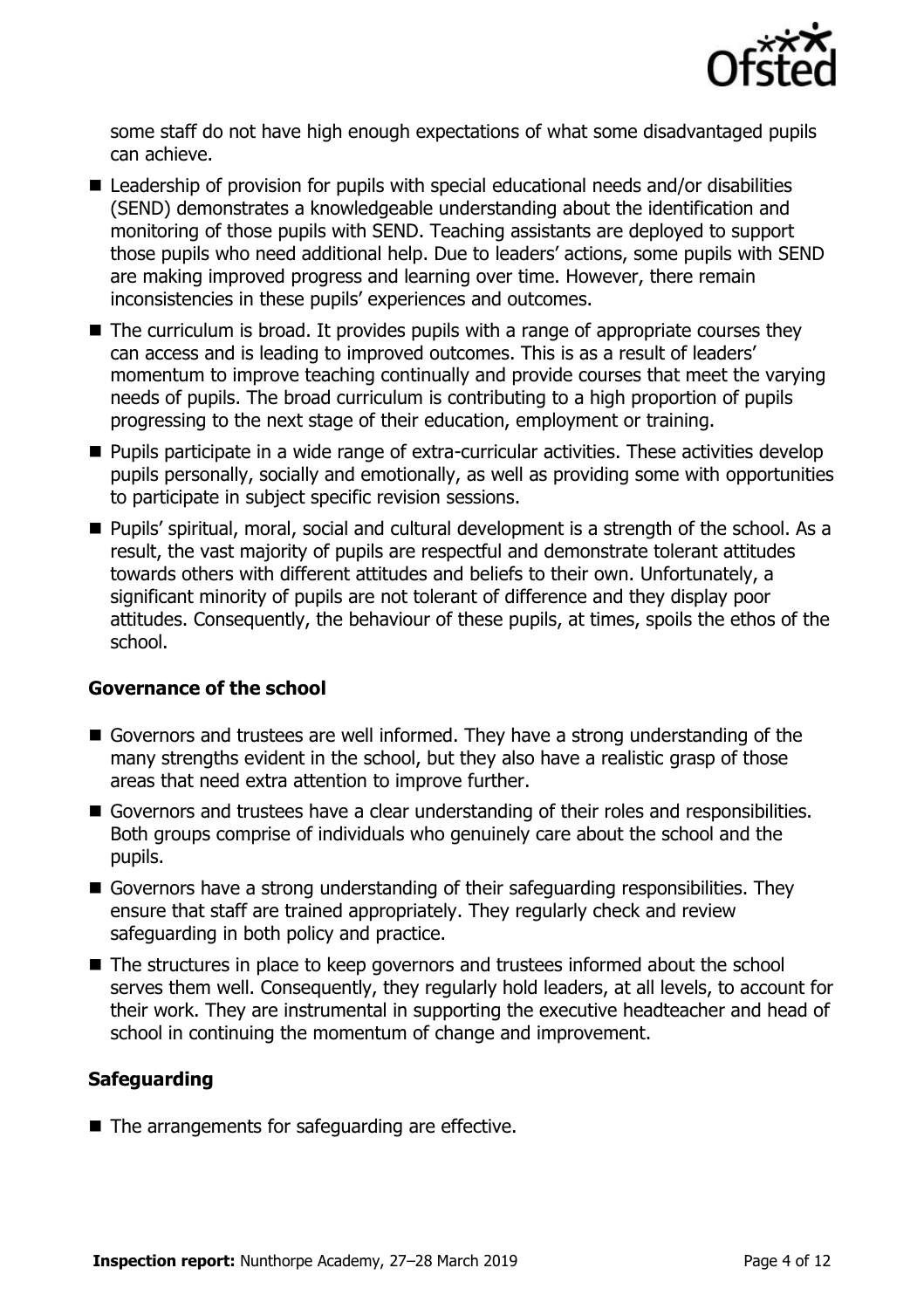some staff do not have high enough expectations of what some disadvantaged pupils can achieve.

- Leadership of provision for pupils with special educational needs and/or disabilities (SEND) demonstrates a knowledgeable understanding about the identification and monitoring of those pupils with SEND. Teaching assistants are deployed to support those pupils who need additional help. Due to leaders' actions, some pupils with SEND are making improved progress and learning over time. However, there remain inconsistencies in these pupils' experiences and outcomes.
- The curriculum is broad. It provides pupils with a range of appropriate courses they can access and is leading to improved outcomes. This is as a result of leaders' momentum to improve teaching continually and provide courses that meet the varying needs of pupils. The broad curriculum is contributing to a high proportion of pupils progressing to the next stage of their education, employment or training.
- Pupils participate in a wide range of extra-curricular activities. These activities develop pupils personally, socially and emotionally, as well as providing some with opportunities to participate in subject specific revision sessions.
- Pupils' spiritual, moral, social and cultural development is a strength of the school. As a result, the vast majority of pupils are respectful and demonstrate tolerant attitudes towards others with different attitudes and beliefs to their own. Unfortunately, a significant minority of pupils are not tolerant of difference and they display poor attitudes. Consequently, the behaviour of these pupils, at times, spoils the ethos of the school.

### Governance of the school

- Governors and trustees are well informed. They have a strong understanding of the many strengths evident in the school, but they also have a realistic grasp of those areas that need extra attention to improve further.
- Governors and trustees have a clear understanding of their roles and responsibilities. Both groups comprise of individuals who genuinely care about the school and the pupils.
- Governors have a strong understanding of their safeguarding responsibilities. They ensure that staff are trained appropriately. They regularly check and review safeguarding in both policy and practice.
- The structures in place to keep governors and trustees informed about the school serves them well. Consequently, they regularly hold leaders, at all levels, to account for their work. They are instrumental in supporting the executive headteacher and head of school in continuing the momentum of change and improvement.

### Safeguarding

- The arrangements for safeguarding are effective.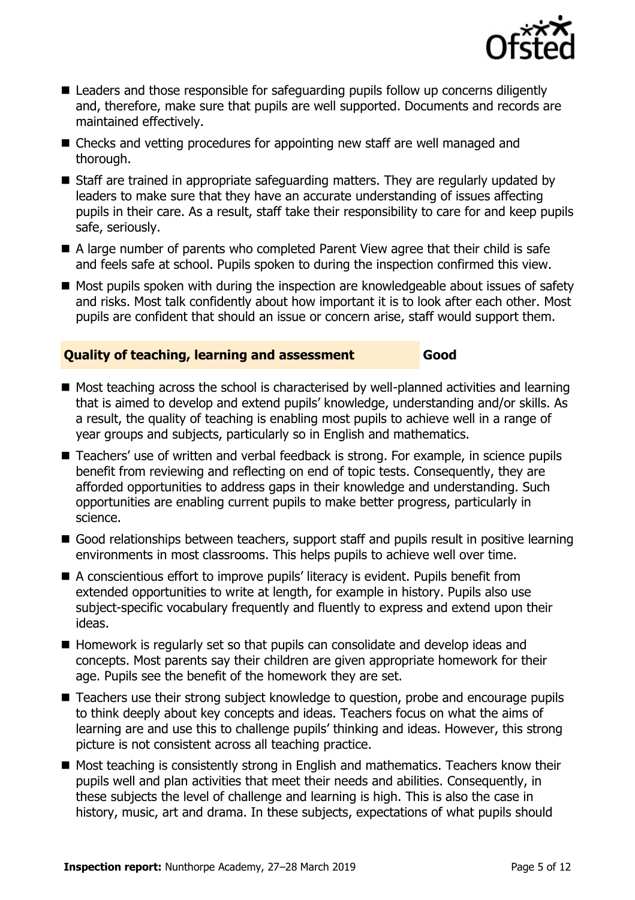- Leaders and those responsible for safeguarding pupils follow up concerns diligently and, therefore, make sure that pupils are well supported. Documents and records are maintained effectively.
- Checks and vetting procedures for appointing new staff are well managed and thorough.
- Staff are trained in appropriate safeguarding matters. They are regularly updated by leaders to make sure that they have an accurate understanding of issues affecting pupils in their care. As a result, staff take their responsibility to care for and keep pupils safe, seriously.
- A large number of parents who completed Parent View agree that their child is safe and feels safe at school. Pupils spoken to during the inspection confirmed this view.
- Most pupils spoken with during the inspection are knowledgeable about issues of safety and risks. Most talk confidently about how important it is to look after each other. Most pupils are confident that should an issue or concern arise, staff would support them.

## Quality of teaching, learning and assessment — Good

- Most teaching across the school is characterised by well-planned activities and learning that is aimed to develop and extend pupils' knowledge, understanding and/or skills. As a result, the quality of teaching is enabling most pupils to achieve well in a range of year groups and subjects, particularly so in English and mathematics.
- Teachers' use of written and verbal feedback is strong. For example, in science pupils benefit from reviewing and reflecting on end of topic tests. Consequently, they are afforded opportunities to address gaps in their knowledge and understanding. Such opportunities are enabling current pupils to make better progress, particularly in science.
- Good relationships between teachers, support staff and pupils result in positive learning environments in most classrooms. This helps pupils to achieve well over time.
- A conscientious effort to improve pupils' literacy is evident. Pupils benefit from extended opportunities to write at length, for example in history. Pupils also use subject-specific vocabulary frequently and fluently to express and extend upon their ideas.
- Homework is regularly set so that pupils can consolidate and develop ideas and concepts. Most parents say their children are given appropriate homework for their age. Pupils see the benefit of the homework they are set.
- Teachers use their strong subject knowledge to question, probe and encourage pupils to think deeply about key concepts and ideas. Teachers focus on what the aims of learning are and use this to challenge pupils' thinking and ideas. However, this strong picture is not consistent across all teaching practice.
- Most teaching is consistently strong in English and mathematics. Teachers know their pupils well and plan activities that meet their needs and abilities. Consequently, in these subjects the level of challenge and learning is high. This is also the case in history, music, art and drama. In these subjects, expectations of what pupils should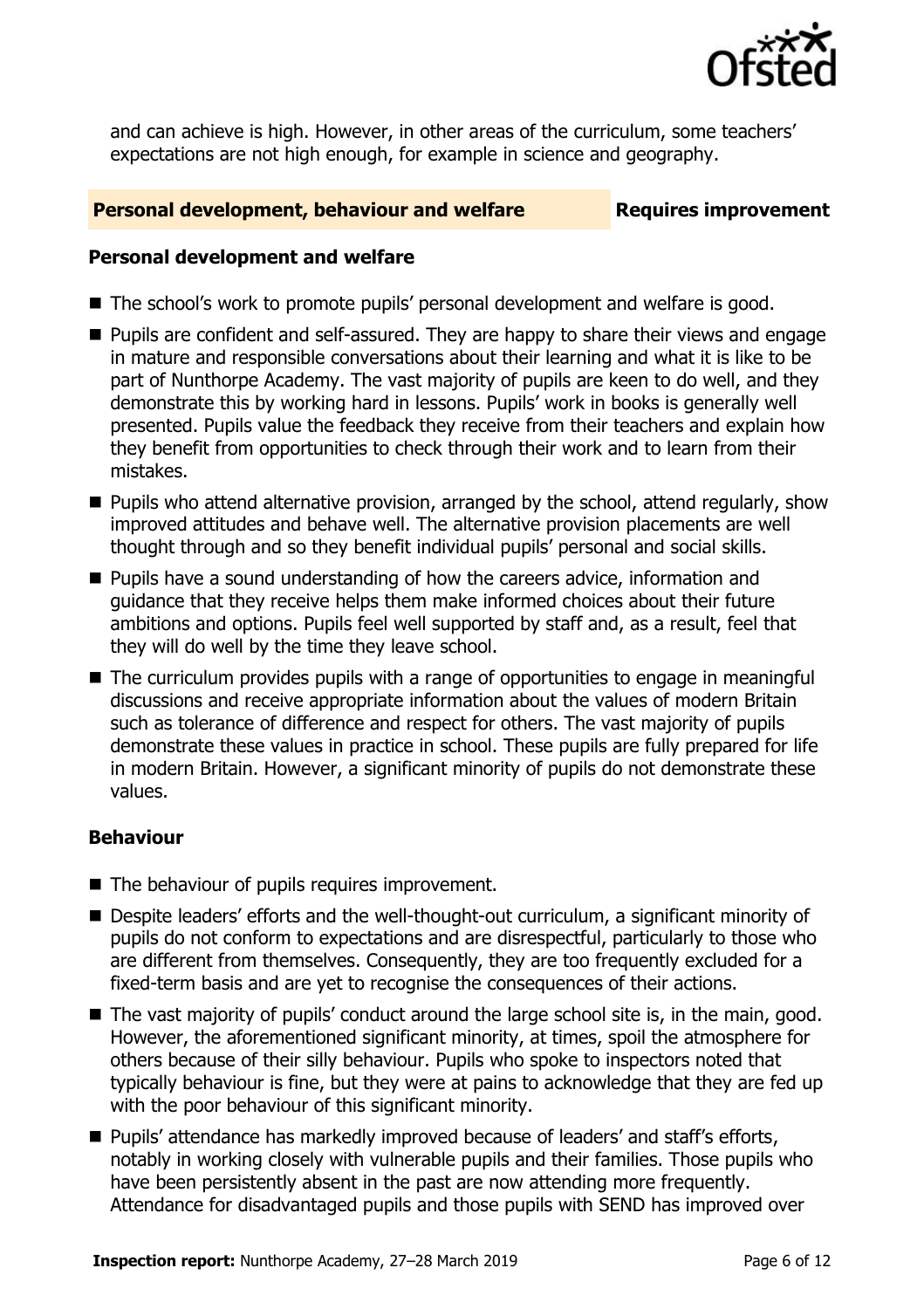and can achieve is high. However, in other areas of the curriculum, some teachers' expectations are not high enough, for example in science and geography.

## Personal development, behaviour and welfare — Requires improvement

### Personal development and welfare

- The school's work to promote pupils' personal development and welfare is good.
- Pupils are confident and self-assured. They are happy to share their views and engage in mature and responsible conversations about their learning and what it is like to be part of Nunthorpe Academy. The vast majority of pupils are keen to do well, and they demonstrate this by working hard in lessons. Pupils' work in books is generally well presented. Pupils value the feedback they receive from their teachers and explain how they benefit from opportunities to check through their work and to learn from their mistakes.
- Pupils who attend alternative provision, arranged by the school, attend regularly, show improved attitudes and behave well. The alternative provision placements are well thought through and so they benefit individual pupils' personal and social skills.
- Pupils have a sound understanding of how the careers advice, information and guidance that they receive helps them make informed choices about their future ambitions and options. Pupils feel well supported by staff and, as a result, feel that they will do well by the time they leave school.
- The curriculum provides pupils with a range of opportunities to engage in meaningful discussions and receive appropriate information about the values of modern Britain such as tolerance of difference and respect for others. The vast majority of pupils demonstrate these values in practice in school. These pupils are fully prepared for life in modern Britain. However, a significant minority of pupils do not demonstrate these values.

### Behaviour

- The behaviour of pupils requires improvement.
- Despite leaders' efforts and the well-thought-out curriculum, a significant minority of pupils do not conform to expectations and are disrespectful, particularly to those who are different from themselves. Consequently, they are too frequently excluded for a fixed-term basis and are yet to recognise the consequences of their actions.
- The vast majority of pupils' conduct around the large school site is, in the main, good. However, the aforementioned significant minority, at times, spoil the atmosphere for others because of their silly behaviour. Pupils who spoke to inspectors noted that typically behaviour is fine, but they were at pains to acknowledge that they are fed up with the poor behaviour of this significant minority.
- Pupils' attendance has markedly improved because of leaders' and staff's efforts, notably in working closely with vulnerable pupils and their families. Those pupils who have been persistently absent in the past are now attending more frequently. Attendance for disadvantaged pupils and those pupils with SEND has improved over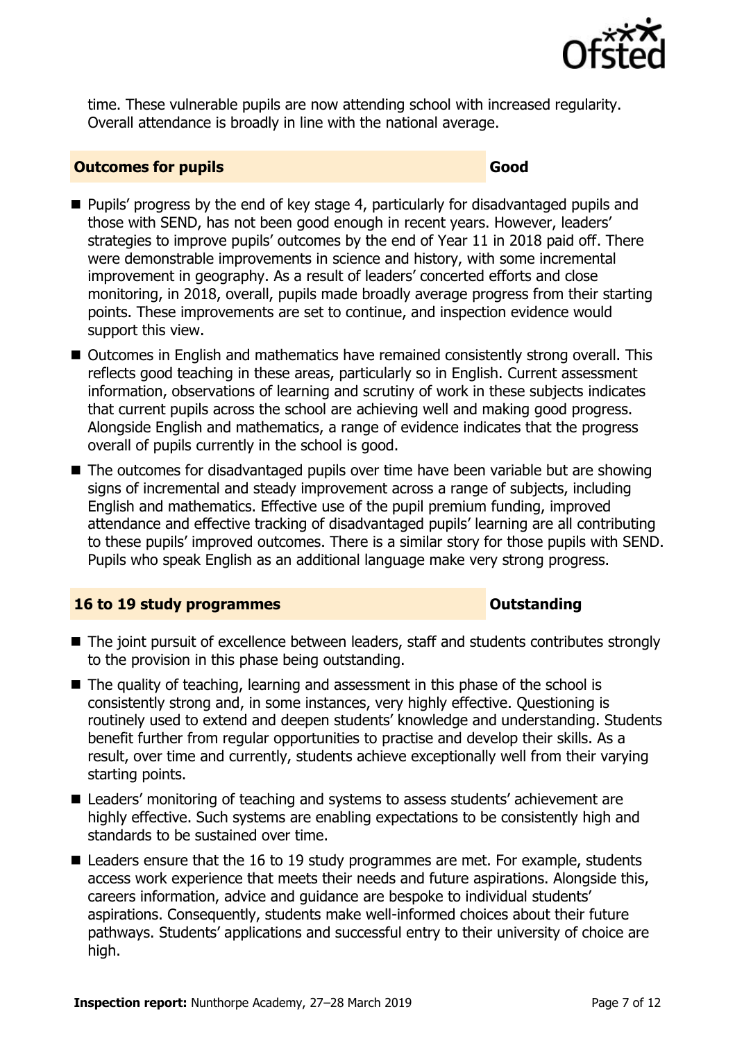time. These vulnerable pupils are now attending school with increased regularity. Overall attendance is broadly in line with the national average.

## Outcomes for pupils — Good

- Pupils' progress by the end of key stage 4, particularly for disadvantaged pupils and those with SEND, has not been good enough in recent years. However, leaders' strategies to improve pupils' outcomes by the end of Year 11 in 2018 paid off. There were demonstrable improvements in science and history, with some incremental improvement in geography. As a result of leaders' concerted efforts and close monitoring, in 2018, overall, pupils made broadly average progress from their starting points. These improvements are set to continue, and inspection evidence would support this view.
- Outcomes in English and mathematics have remained consistently strong overall. This reflects good teaching in these areas, particularly so in English. Current assessment information, observations of learning and scrutiny of work in these subjects indicates that current pupils across the school are achieving well and making good progress. Alongside English and mathematics, a range of evidence indicates that the progress overall of pupils currently in the school is good.
- The outcomes for disadvantaged pupils over time have been variable but are showing signs of incremental and steady improvement across a range of subjects, including English and mathematics. Effective use of the pupil premium funding, improved attendance and effective tracking of disadvantaged pupils' learning are all contributing to these pupils' improved outcomes. There is a similar story for those pupils with SEND. Pupils who speak English as an additional language make very strong progress.

## 16 to 19 study programmes — Outstanding

- The joint pursuit of excellence between leaders, staff and students contributes strongly to the provision in this phase being outstanding.
- The quality of teaching, learning and assessment in this phase of the school is consistently strong and, in some instances, very highly effective. Questioning is routinely used to extend and deepen students' knowledge and understanding. Students benefit further from regular opportunities to practise and develop their skills. As a result, over time and currently, students achieve exceptionally well from their varying starting points.
- Leaders' monitoring of teaching and systems to assess students' achievement are highly effective. Such systems are enabling expectations to be consistently high and standards to be sustained over time.
- Leaders ensure that the 16 to 19 study programmes are met. For example, students access work experience that meets their needs and future aspirations. Alongside this, careers information, advice and guidance are bespoke to individual students' aspirations. Consequently, students make well-informed choices about their future pathways. Students' applications and successful entry to their university of choice are high.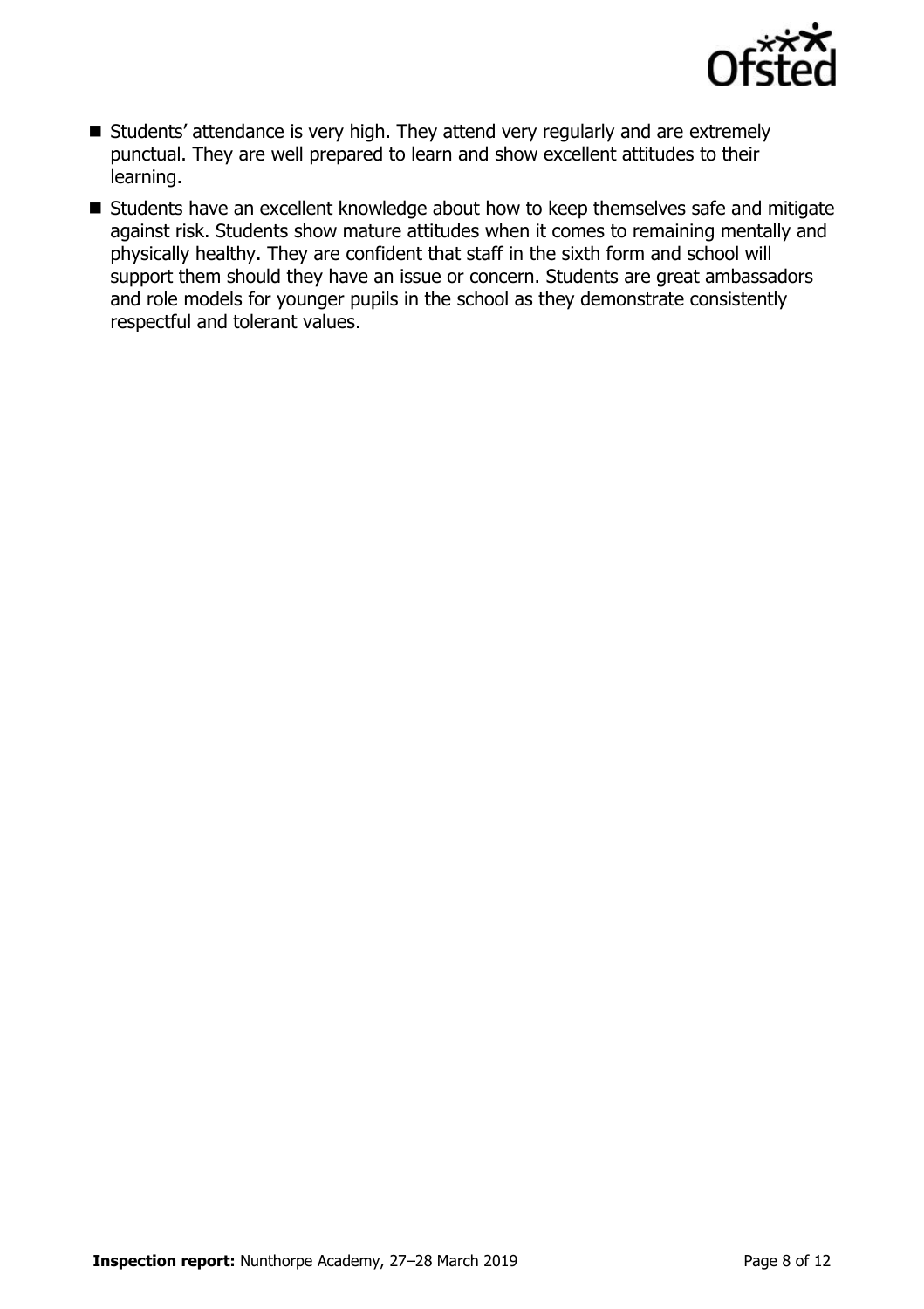- Students' attendance is very high. They attend very regularly and are extremely punctual. They are well prepared to learn and show excellent attitudes to their learning.
- Students have an excellent knowledge about how to keep themselves safe and mitigate against risk. Students show mature attitudes when it comes to remaining mentally and physically healthy. They are confident that staff in the sixth form and school will support them should they have an issue or concern. Students are great ambassadors and role models for younger pupils in the school as they demonstrate consistently respectful and tolerant values.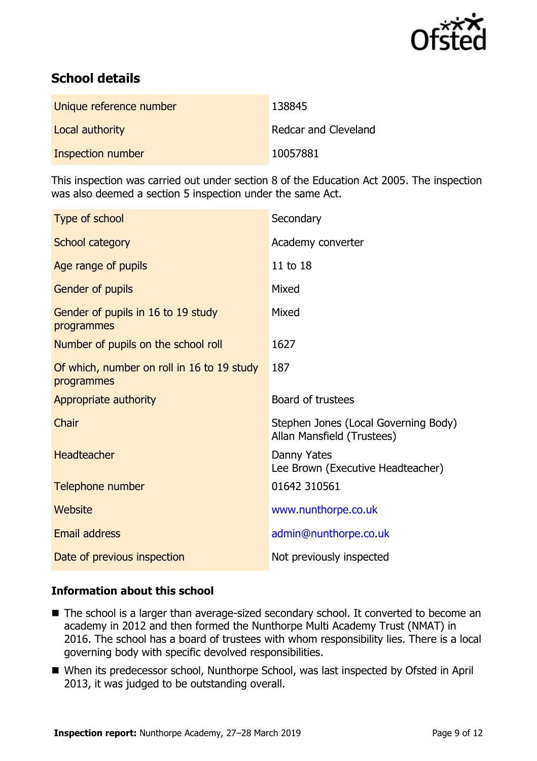## School details

| | |
|---|---|
| Unique reference number | 138845 |
| Local authority | Redcar and Cleveland |
| Inspection number | 10057881 |

This inspection was carried out under section 8 of the Education Act 2005. The inspection was also deemed a section 5 inspection under the same Act.

| | |
|---|---|
| Type of school | Secondary |
| School category | Academy converter |
| Age range of pupils | 11 to 18 |
| Gender of pupils | Mixed |
| Gender of pupils in 16 to 19 study programmes | Mixed |
| Number of pupils on the school roll | 1627 |
| Of which, number on roll in 16 to 19 study programmes | 187 |
| Appropriate authority | Board of trustees |
| Chair | Stephen Jones (Local Governing Body)<br>Allan Mansfield (Trustees) |
| Headteacher | Danny Yates<br>Lee Brown (Executive Headteacher) |
| Telephone number | 01642 310561 |
| Website | www.nunthorpe.co.uk |
| Email address | admin@nunthorpe.co.uk |
| Date of previous inspection | Not previously inspected |

### Information about this school

- The school is a larger than average-sized secondary school. It converted to become an academy in 2012 and then formed the Nunthorpe Multi Academy Trust (NMAT) in 2016. The school has a board of trustees with whom responsibility lies. There is a local governing body with specific devolved responsibilities.
- When its predecessor school, Nunthorpe School, was last inspected by Ofsted in April 2013, it was judged to be outstanding overall.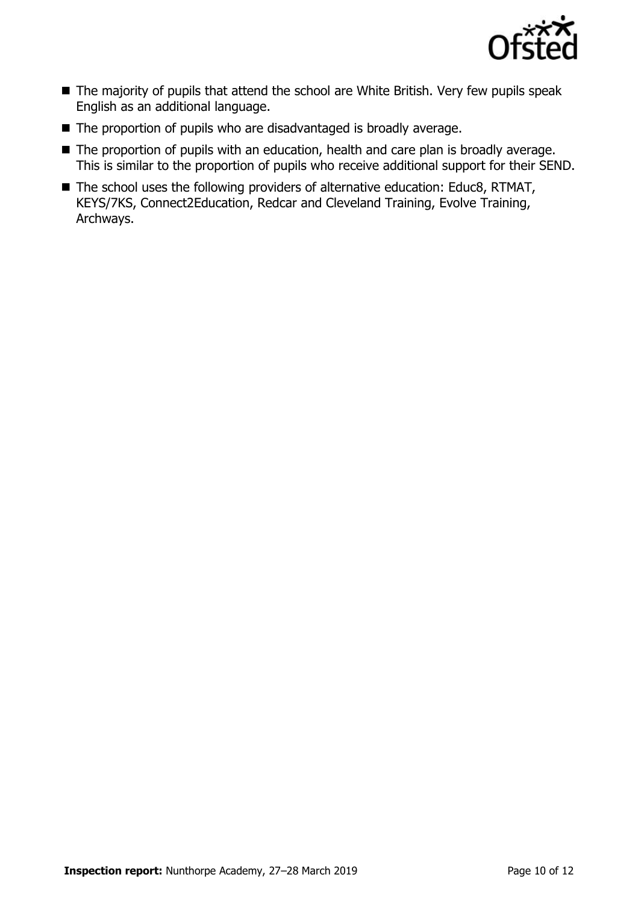- The majority of pupils that attend the school are White British. Very few pupils speak English as an additional language.
- The proportion of pupils who are disadvantaged is broadly average.
- The proportion of pupils with an education, health and care plan is broadly average. This is similar to the proportion of pupils who receive additional support for their SEND.
- The school uses the following providers of alternative education: Educ8, RTMAT, KEYS/7KS, Connect2Education, Redcar and Cleveland Training, Evolve Training, Archways.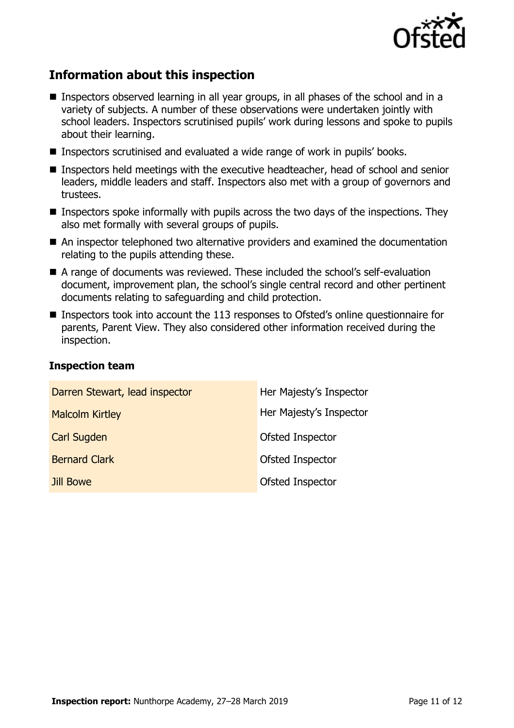## Information about this inspection

- Inspectors observed learning in all year groups, in all phases of the school and in a variety of subjects. A number of these observations were undertaken jointly with school leaders. Inspectors scrutinised pupils' work during lessons and spoke to pupils about their learning.
- Inspectors scrutinised and evaluated a wide range of work in pupils' books.
- Inspectors held meetings with the executive headteacher, head of school and senior leaders, middle leaders and staff. Inspectors also met with a group of governors and trustees.
- Inspectors spoke informally with pupils across the two days of the inspections. They also met formally with several groups of pupils.
- An inspector telephoned two alternative providers and examined the documentation relating to the pupils attending these.
- A range of documents was reviewed. These included the school's self-evaluation document, improvement plan, the school's single central record and other pertinent documents relating to safeguarding and child protection.
- Inspectors took into account the 113 responses to Ofsted's online questionnaire for parents, Parent View. They also considered other information received during the inspection.

### Inspection team

| | |
|---|---|
| Darren Stewart, lead inspector | Her Majesty's Inspector |
| Malcolm Kirtley | Her Majesty's Inspector |
| Carl Sugden | Ofsted Inspector |
| Bernard Clark | Ofsted Inspector |
| Jill Bowe | Ofsted Inspector |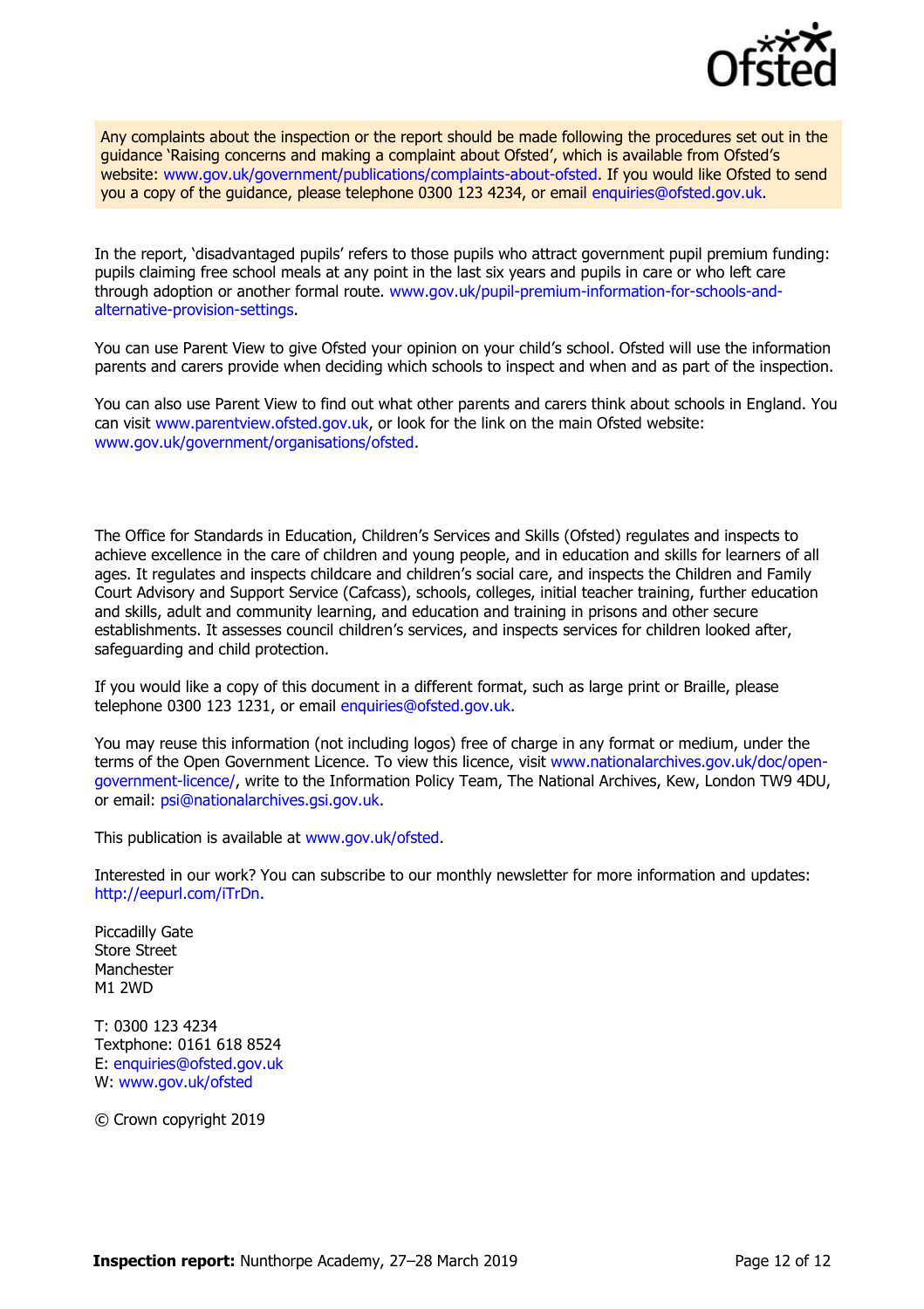Any complaints about the inspection or the report should be made following the procedures set out in the guidance 'Raising concerns and making a complaint about Ofsted', which is available from Ofsted's website: www.gov.uk/government/publications/complaints-about-ofsted. If you would like Ofsted to send you a copy of the guidance, please telephone 0300 123 4234, or email enquiries@ofsted.gov.uk.

In the report, 'disadvantaged pupils' refers to those pupils who attract government pupil premium funding: pupils claiming free school meals at any point in the last six years and pupils in care or who left care through adoption or another formal route. www.gov.uk/pupil-premium-information-for-schools-and-alternative-provision-settings.

You can use Parent View to give Ofsted your opinion on your child's school. Ofsted will use the information parents and carers provide when deciding which schools to inspect and when and as part of the inspection.

You can also use Parent View to find out what other parents and carers think about schools in England. You can visit www.parentview.ofsted.gov.uk, or look for the link on the main Ofsted website: www.gov.uk/government/organisations/ofsted.

The Office for Standards in Education, Children's Services and Skills (Ofsted) regulates and inspects to achieve excellence in the care of children and young people, and in education and skills for learners of all ages. It regulates and inspects childcare and children's social care, and inspects the Children and Family Court Advisory and Support Service (Cafcass), schools, colleges, initial teacher training, further education and skills, adult and community learning, and education and training in prisons and other secure establishments. It assesses council children's services, and inspects services for children looked after, safeguarding and child protection.

If you would like a copy of this document in a different format, such as large print or Braille, please telephone 0300 123 1231, or email enquiries@ofsted.gov.uk.

You may reuse this information (not including logos) free of charge in any format or medium, under the terms of the Open Government Licence. To view this licence, visit www.nationalarchives.gov.uk/doc/open-government-licence/, write to the Information Policy Team, The National Archives, Kew, London TW9 4DU, or email: psi@nationalarchives.gsi.gov.uk.

This publication is available at www.gov.uk/ofsted.

Interested in our work? You can subscribe to our monthly newsletter for more information and updates: http://eepurl.com/iTrDn.

Piccadilly Gate  
Store Street  
Manchester  
M1 2WD

T: 0300 123 4234  
Textphone: 0161 618 8524  
E: enquiries@ofsted.gov.uk  
W: www.gov.uk/ofsted

© Crown copyright 2019